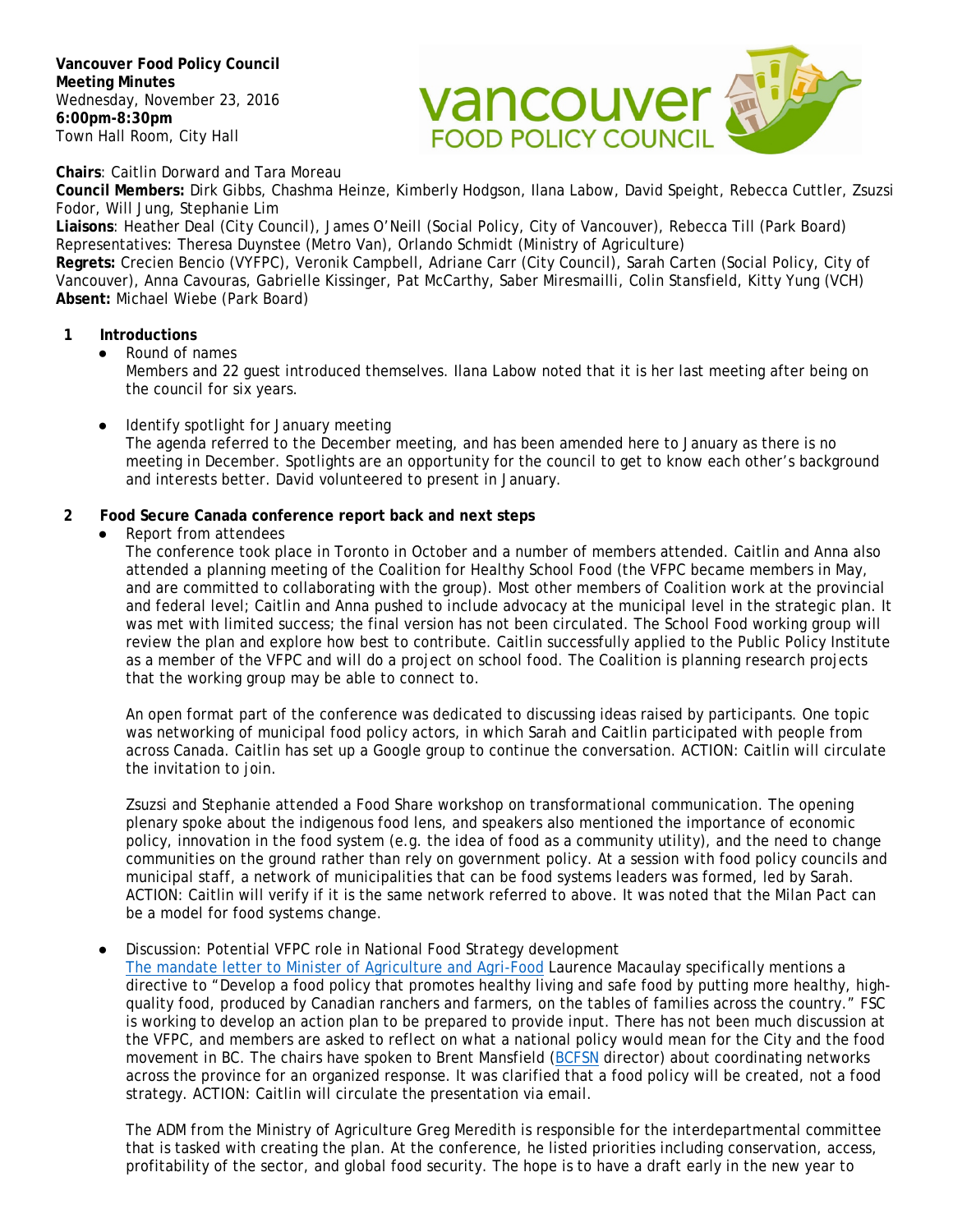**Vancouver Food Policy Council**
**Meeting Minutes**
Wednesday, November 23, 2016
**6:00pm-8:30pm**
Town Hall Room, City Hall

**Chairs**: Caitlin Dorward and Tara Moreau
**Council Members:** Dirk Gibbs, Chashma Heinze, Kimberly Hodgson, Ilana Labow, David Speight, Rebecca Cuttler, Zsuzsi Fodor, Will Jung, Stephanie Lim
**Liaisons**: Heather Deal (City Council), James O'Neill (Social Policy, City of Vancouver), Rebecca Till (Park Board)
Representatives: Theresa Duynstee (Metro Van), Orlando Schmidt (Ministry of Agriculture)
**Regrets:** Crecien Bencio (VYFPC), Veronik Campbell, Adriane Carr (City Council), Sarah Carten (Social Policy, City of Vancouver), Anna Cavouras, Gabrielle Kissinger, Pat McCarthy, Saber Miresmailli, Colin Stansfield, Kitty Yung (VCH)
**Absent:** Michael Wiebe (Park Board)

## 1 Introductions

- Round of names
  Members and 22 guest introduced themselves. Ilana Labow noted that it is her last meeting after being on the council for six years.

- Identify spotlight for January meeting
  The agenda referred to the December meeting, and has been amended here to January as there is no meeting in December. Spotlights are an opportunity for the council to get to know each other's background and interests better. David volunteered to present in January.

## 2 Food Secure Canada conference report back and next steps

- Report from attendees
  The conference took place in Toronto in October and a number of members attended. Caitlin and Anna also attended a planning meeting of the Coalition for Healthy School Food (the VFPC became members in May, and are committed to collaborating with the group). Most other members of Coalition work at the provincial and federal level; Caitlin and Anna pushed to include advocacy at the municipal level in the strategic plan. It was met with limited success; the final version has not been circulated. The School Food working group will review the plan and explore how best to contribute. Caitlin successfully applied to the Public Policy Institute as a member of the VFPC and will do a project on school food. The Coalition is planning research projects that the working group may be able to connect to.

  An open format part of the conference was dedicated to discussing ideas raised by participants. One topic was networking of municipal food policy actors, in which Sarah and Caitlin participated with people from across Canada. Caitlin has set up a Google group to continue the conversation. ACTION: Caitlin will circulate the invitation to join.

  Zsuzsi and Stephanie attended a Food Share workshop on transformational communication. The opening plenary spoke about the indigenous food lens, and speakers also mentioned the importance of economic policy, innovation in the food system (e.g. the idea of food as a community utility), and the need to change communities on the ground rather than rely on government policy. At a session with food policy councils and municipal staff, a network of municipalities that can be food systems leaders was formed, led by Sarah. ACTION: Caitlin will verify if it is the same network referred to above. It was noted that the Milan Pact can be a model for food systems change.

- Discussion: Potential VFPC role in National Food Strategy development
  The mandate letter to Minister of Agriculture and Agri-Food Laurence Macaulay specifically mentions a directive to "Develop a food policy that promotes healthy living and safe food by putting more healthy, high-quality food, produced by Canadian ranchers and farmers, on the tables of families across the country." FSC is working to develop an action plan to be prepared to provide input. There has not been much discussion at the VFPC, and members are asked to reflect on what a national policy would mean for the City and the food movement in BC. The chairs have spoken to Brent Mansfield (BCFSN director) about coordinating networks across the province for an organized response. It was clarified that a food policy will be created, not a food strategy. ACTION: Caitlin will circulate the presentation via email.

  The ADM from the Ministry of Agriculture Greg Meredith is responsible for the interdepartmental committee that is tasked with creating the plan. At the conference, he listed priorities including conservation, access, profitability of the sector, and global food security. The hope is to have a draft early in the new year to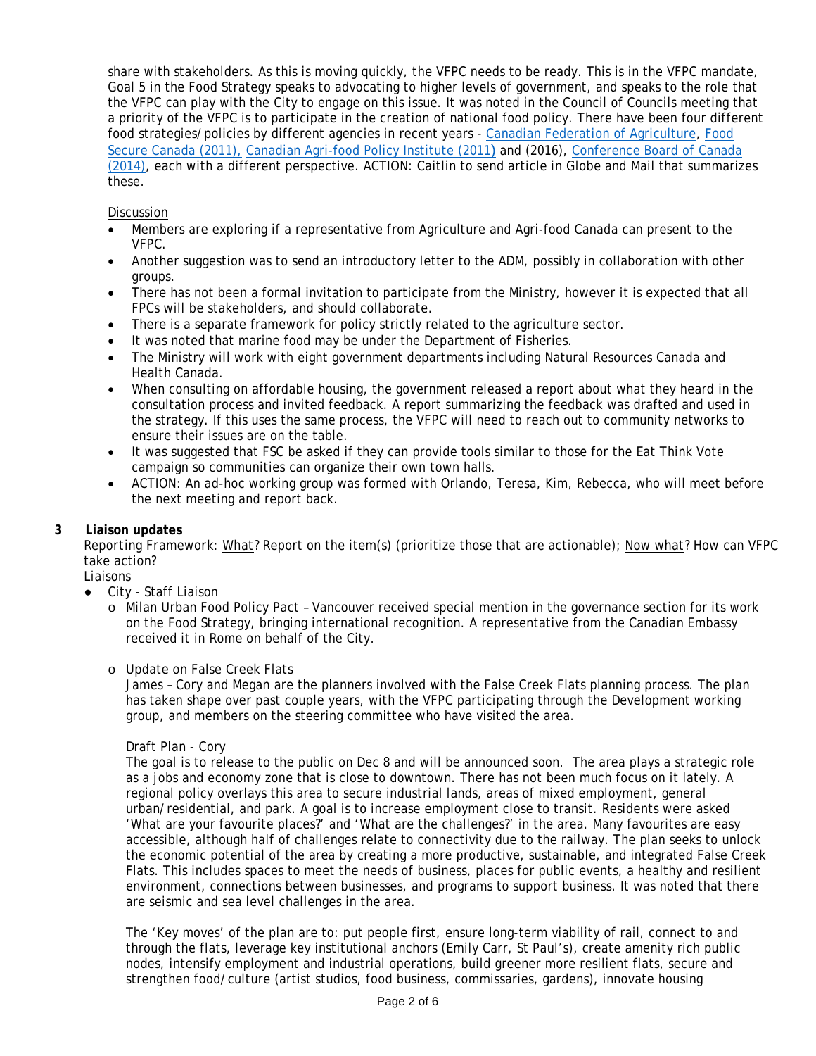share with stakeholders. As this is moving quickly, the VFPC needs to be ready. This is in the VFPC mandate, Goal 5 in the Food Strategy speaks to advocating to higher levels of government, and speaks to the role that the VFPC can play with the City to engage on this issue. It was noted in the Council of Councils meeting that a priority of the VFPC is to participate in the creation of national food policy. There have been four different food strategies/policies by different agencies in recent years - Canadian Federation of Agriculture, Food Secure Canada (2011), Canadian Agri-food Policy Institute (2011) and (2016), Conference Board of Canada (2014), each with a different perspective. ACTION: Caitlin to send article in Globe and Mail that summarizes these.

Discussion

- Members are exploring if a representative from Agriculture and Agri-food Canada can present to the VFPC.
- Another suggestion was to send an introductory letter to the ADM, possibly in collaboration with other groups.
- There has not been a formal invitation to participate from the Ministry, however it is expected that all FPCs will be stakeholders, and should collaborate.
- There is a separate framework for policy strictly related to the agriculture sector.
- It was noted that marine food may be under the Department of Fisheries.
- The Ministry will work with eight government departments including Natural Resources Canada and Health Canada.
- When consulting on affordable housing, the government released a report about what they heard in the consultation process and invited feedback. A report summarizing the feedback was drafted and used in the strategy. If this uses the same process, the VFPC will need to reach out to community networks to ensure their issues are on the table.
- It was suggested that FSC be asked if they can provide tools similar to those for the Eat Think Vote campaign so communities can organize their own town halls.
- ACTION: An ad-hoc working group was formed with Orlando, Teresa, Kim, Rebecca, who will meet before the next meeting and report back.

**3 Liaison updates**

*Reporting Framework: What? Report on the item(s) (prioritize those that are actionable); Now what? How can VFPC take action?*

*Liaisons*

- City - Staff Liaison
  - Milan Urban Food Policy Pact – Vancouver received special mention in the governance section for its work on the Food Strategy, bringing international recognition. A representative from the Canadian Embassy received it in Rome on behalf of the City.
  - Update on False Creek Flats

    James – Cory and Megan are the planners involved with the False Creek Flats planning process. The plan has taken shape over past couple years, with the VFPC participating through the Development working group, and members on the steering committee who have visited the area.

    Draft Plan - Cory

    The goal is to release to the public on Dec 8 and will be announced soon. The area plays a strategic role as a jobs and economy zone that is close to downtown. There has not been much focus on it lately. A regional policy overlays this area to secure industrial lands, areas of mixed employment, general urban/residential, and park. A goal is to increase employment close to transit. Residents were asked 'What are your favourite places?' and 'What are the challenges?' in the area. Many favourites are easy accessible, although half of challenges relate to connectivity due to the railway. The plan seeks to unlock the economic potential of the area by creating a more productive, sustainable, and integrated False Creek Flats. This includes spaces to meet the needs of business, places for public events, a healthy and resilient environment, connections between businesses, and programs to support business. It was noted that there are seismic and sea level challenges in the area.

    The 'Key moves' of the plan are to: put people first, ensure long-term viability of rail, connect to and through the flats, leverage key institutional anchors (Emily Carr, St Paul's), create amenity rich public nodes, intensify employment and industrial operations, build greener more resilient flats, secure and strengthen food/culture (artist studios, food business, commissaries, gardens), innovate housing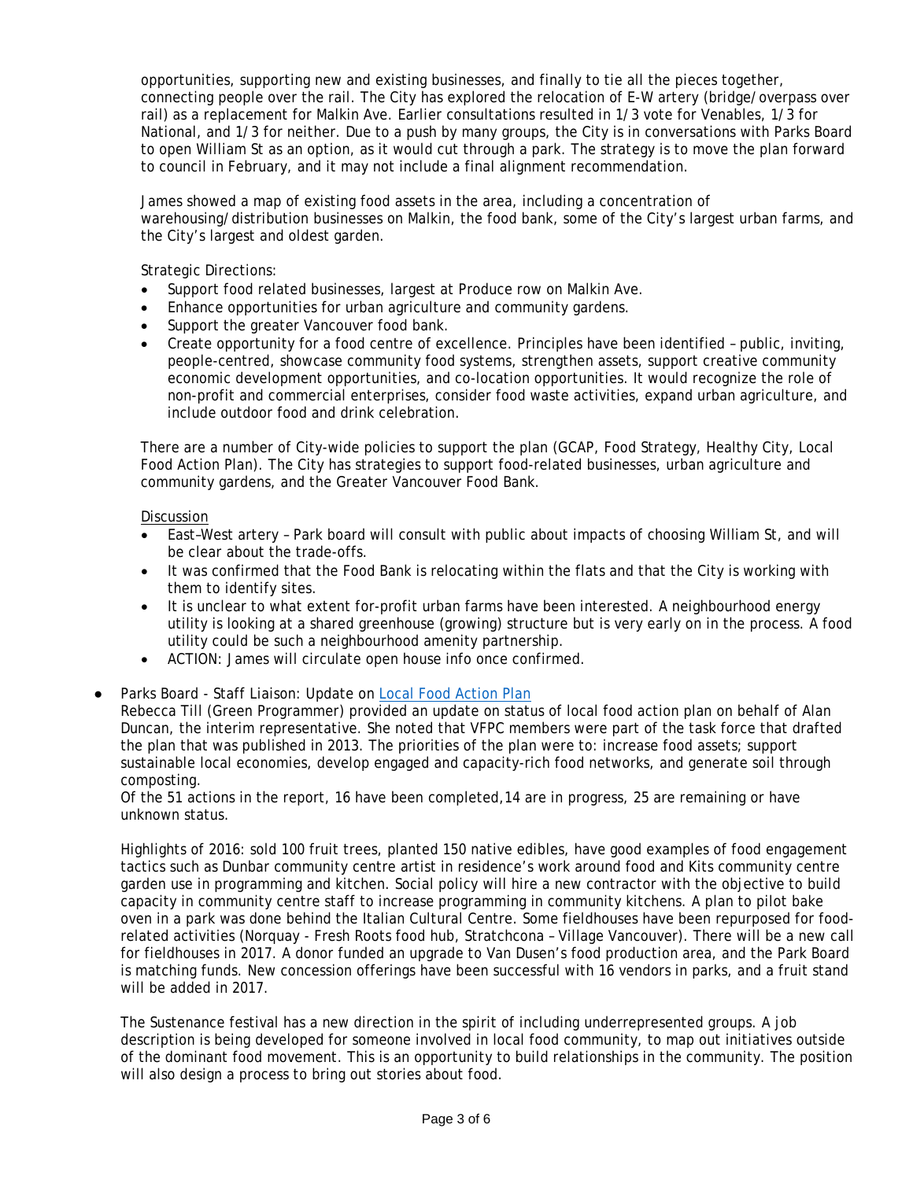opportunities, supporting new and existing businesses, and finally to tie all the pieces together, connecting people over the rail. The City has explored the relocation of E-W artery (bridge/overpass over rail) as a replacement for Malkin Ave. Earlier consultations resulted in 1/3 vote for Venables, 1/3 for National, and 1/3 for neither. Due to a push by many groups, the City is in conversations with Parks Board to open William St as an option, as it would cut through a park. The strategy is to move the plan forward to council in February, and it may not include a final alignment recommendation.

James showed a map of existing food assets in the area, including a concentration of warehousing/distribution businesses on Malkin, the food bank, some of the City's largest urban farms, and the City's largest and oldest garden.

Strategic Directions:

- Support food related businesses, largest at Produce row on Malkin Ave.
- Enhance opportunities for urban agriculture and community gardens.
- Support the greater Vancouver food bank.
- Create opportunity for a food centre of excellence. Principles have been identified – public, inviting, people-centred, showcase community food systems, strengthen assets, support creative community economic development opportunities, and co-location opportunities. It would recognize the role of non-profit and commercial enterprises, consider food waste activities, expand urban agriculture, and include outdoor food and drink celebration.

There are a number of City-wide policies to support the plan (GCAP, Food Strategy, Healthy City, Local Food Action Plan). The City has strategies to support food-related businesses, urban agriculture and community gardens, and the Greater Vancouver Food Bank.

<u>Discussion</u>

- East–West artery – Park board will consult with public about impacts of choosing William St, and will be clear about the trade-offs.
- It was confirmed that the Food Bank is relocating within the flats and that the City is working with them to identify sites.
- It is unclear to what extent for-profit urban farms have been interested. A neighbourhood energy utility is looking at a shared greenhouse (growing) structure but is very early on in the process. A food utility could be such a neighbourhood amenity partnership.
- ACTION: James will circulate open house info once confirmed.

- Parks Board - Staff Liaison: Update on Local Food Action Plan

  Rebecca Till (Green Programmer) provided an update on status of local food action plan on behalf of Alan Duncan, the interim representative. She noted that VFPC members were part of the task force that drafted the plan that was published in 2013. The priorities of the plan were to: increase food assets; support sustainable local economies, develop engaged and capacity-rich food networks, and generate soil through composting.

  Of the 51 actions in the report, 16 have been completed,14 are in progress, 25 are remaining or have unknown status.

  Highlights of 2016: sold 100 fruit trees, planted 150 native edibles, have good examples of food engagement tactics such as Dunbar community centre artist in residence's work around food and Kits community centre garden use in programming and kitchen. Social policy will hire a new contractor with the objective to build capacity in community centre staff to increase programming in community kitchens. A plan to pilot bake oven in a park was done behind the Italian Cultural Centre. Some fieldhouses have been repurposed for food-related activities (Norquay - Fresh Roots food hub, Stratchcona – Village Vancouver). There will be a new call for fieldhouses in 2017. A donor funded an upgrade to Van Dusen's food production area, and the Park Board is matching funds. New concession offerings have been successful with 16 vendors in parks, and a fruit stand will be added in 2017.

  The Sustenance festival has a new direction in the spirit of including underrepresented groups. A job description is being developed for someone involved in local food community, to map out initiatives outside of the dominant food movement. This is an opportunity to build relationships in the community. The position will also design a process to bring out stories about food.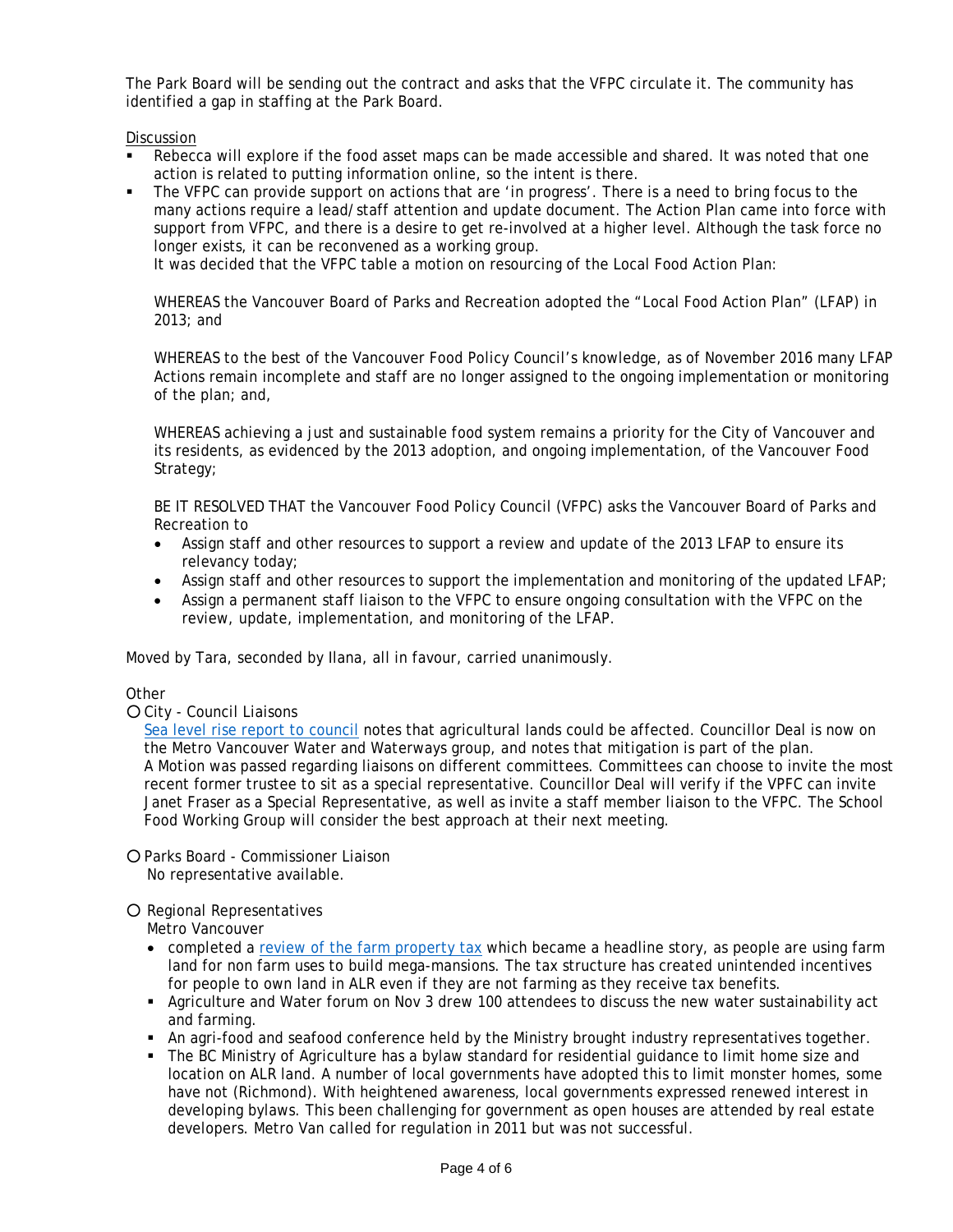The Park Board will be sending out the contract and asks that the VFPC circulate it. The community has identified a gap in staffing at the Park Board.

Discussion

- Rebecca will explore if the food asset maps can be made accessible and shared. It was noted that one action is related to putting information online, so the intent is there.
- The VFPC can provide support on actions that are 'in progress'. There is a need to bring focus to the many actions require a lead/staff attention and update document. The Action Plan came into force with support from VFPC, and there is a desire to get re-involved at a higher level. Although the task force no longer exists, it can be reconvened as a working group.
  It was decided that the VFPC table a motion on resourcing of the Local Food Action Plan:

  WHEREAS the Vancouver Board of Parks and Recreation adopted the "Local Food Action Plan" (LFAP) in 2013; and

  WHEREAS to the best of the Vancouver Food Policy Council's knowledge, as of November 2016 many LFAP Actions remain incomplete and staff are no longer assigned to the ongoing implementation or monitoring of the plan; and,

  WHEREAS achieving a just and sustainable food system remains a priority for the City of Vancouver and its residents, as evidenced by the 2013 adoption, and ongoing implementation, of the Vancouver Food Strategy;

  BE IT RESOLVED THAT the Vancouver Food Policy Council (VFPC) asks the Vancouver Board of Parks and Recreation to

  - Assign staff and other resources to support a review and update of the 2013 LFAP to ensure its relevancy today;
  - Assign staff and other resources to support the implementation and monitoring of the updated LFAP;
  - Assign a permanent staff liaison to the VFPC to ensure ongoing consultation with the VFPC on the review, update, implementation, and monitoring of the LFAP.

Moved by Tara, seconded by Ilana, all in favour, carried unanimously.

Other

- City - Council Liaisons

  Sea level rise report to council notes that agricultural lands could be affected. Councillor Deal is now on the Metro Vancouver Water and Waterways group, and notes that mitigation is part of the plan. A Motion was passed regarding liaisons on different committees. Committees can choose to invite the most recent former trustee to sit as a special representative. Councillor Deal will verify if the VPFC can invite Janet Fraser as a Special Representative, as well as invite a staff member liaison to the VFPC. The School Food Working Group will consider the best approach at their next meeting.

- Parks Board - Commissioner Liaison

  No representative available.

- Regional Representatives

  Metro Vancouver

  - completed a review of the farm property tax which became a headline story, as people are using farm land for non farm uses to build mega-mansions. The tax structure has created unintended incentives for people to own land in ALR even if they are not farming as they receive tax benefits.
  - Agriculture and Water forum on Nov 3 drew 100 attendees to discuss the new water sustainability act and farming.
  - An agri-food and seafood conference held by the Ministry brought industry representatives together.
  - The BC Ministry of Agriculture has a bylaw standard for residential guidance to limit home size and location on ALR land. A number of local governments have adopted this to limit monster homes, some have not (Richmond). With heightened awareness, local governments expressed renewed interest in developing bylaws. This been challenging for government as open houses are attended by real estate developers. Metro Van called for regulation in 2011 but was not successful.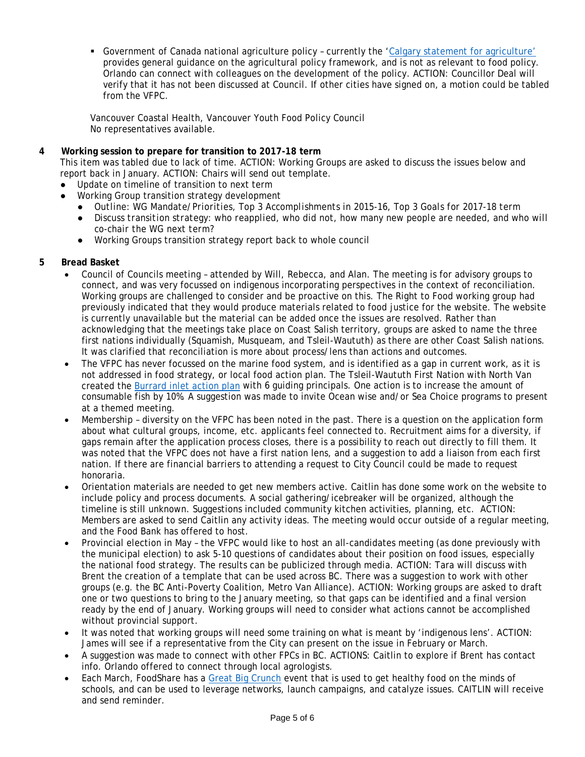- Government of Canada national agriculture policy – currently the 'Calgary statement for agriculture' provides general guidance on the agricultural policy framework, and is not as relevant to food policy. Orlando can connect with colleagues on the development of the policy. ACTION: Councillor Deal will verify that it has not been discussed at Council. If other cities have signed on, a motion could be tabled from the VFPC.

Vancouver Coastal Health, Vancouver Youth Food Policy Council
No representatives available.

**4 Working session to prepare for transition to 2017-18 term**

This item was tabled due to lack of time. ACTION: Working Groups are asked to discuss the issues below and report back in January. ACTION: Chairs will send out template.

- Update on timeline of transition to next term
- Working Group transition strategy development
  - Outline: WG Mandate/Priorities, Top 3 Accomplishments in 2015-16, Top 3 Goals for 2017-18 term
  - Discuss transition strategy: who reapplied, who did not, how many new people are needed, and who will co-chair the WG next term?
  - Working Groups transition strategy report back to whole council

**5 Bread Basket**

- Council of Councils meeting – attended by Will, Rebecca, and Alan. The meeting is for advisory groups to connect, and was very focussed on indigenous incorporating perspectives in the context of reconciliation. Working groups are challenged to consider and be proactive on this. The Right to Food working group had previously indicated that they would produce materials related to food justice for the website. The website is currently unavailable but the material can be added once the issues are resolved. Rather than acknowledging that the meetings take place on Coast Salish territory, groups are asked to name the three first nations individually (Squamish, Musqueam, and Tsleil-Waututh) as there are other Coast Salish nations. It was clarified that reconciliation is more about process/lens than actions and outcomes.
- The VFPC has never focussed on the marine food system, and is identified as a gap in current work, as it is not addressed in food strategy, or local food action plan. The Tsleil-Waututh First Nation with North Van created the Burrard inlet action plan with 6 guiding principals. One action is to increase the amount of consumable fish by 10%. A suggestion was made to invite Ocean wise and/or Sea Choice programs to present at a themed meeting.
- Membership – diversity on the VFPC has been noted in the past. There is a question on the application form about what cultural groups, income, etc. applicants feel connected to. Recruitment aims for a diversity, if gaps remain after the application process closes, there is a possibility to reach out directly to fill them. It was noted that the VFPC does not have a first nation lens, and a suggestion to add a liaison from each first nation. If there are financial barriers to attending a request to City Council could be made to request honoraria.
- Orientation materials are needed to get new members active. Caitlin has done some work on the website to include policy and process documents. A social gathering/icebreaker will be organized, although the timeline is still unknown. Suggestions included community kitchen activities, planning, etc. ACTION: Members are asked to send Caitlin any activity ideas. The meeting would occur outside of a regular meeting, and the Food Bank has offered to host.
- Provincial election in May – the VFPC would like to host an all-candidates meeting (as done previously with the municipal election) to ask 5-10 questions of candidates about their position on food issues, especially the national food strategy. The results can be publicized through media. ACTION: Tara will discuss with Brent the creation of a template that can be used across BC. There was a suggestion to work with other groups (e.g. the BC Anti-Poverty Coalition, Metro Van Alliance). ACTION: Working groups are asked to draft one or two questions to bring to the January meeting, so that gaps can be identified and a final version ready by the end of January. Working groups will need to consider what actions cannot be accomplished without provincial support.
- It was noted that working groups will need some training on what is meant by 'indigenous lens'. ACTION: James will see if a representative from the City can present on the issue in February or March.
- A suggestion was made to connect with other FPCs in BC. ACTIONS: Caitlin to explore if Brent has contact info. Orlando offered to connect through local agrologists.
- Each March, FoodShare has a Great Big Crunch event that is used to get healthy food on the minds of schools, and can be used to leverage networks, launch campaigns, and catalyze issues. CAITLIN will receive and send reminder.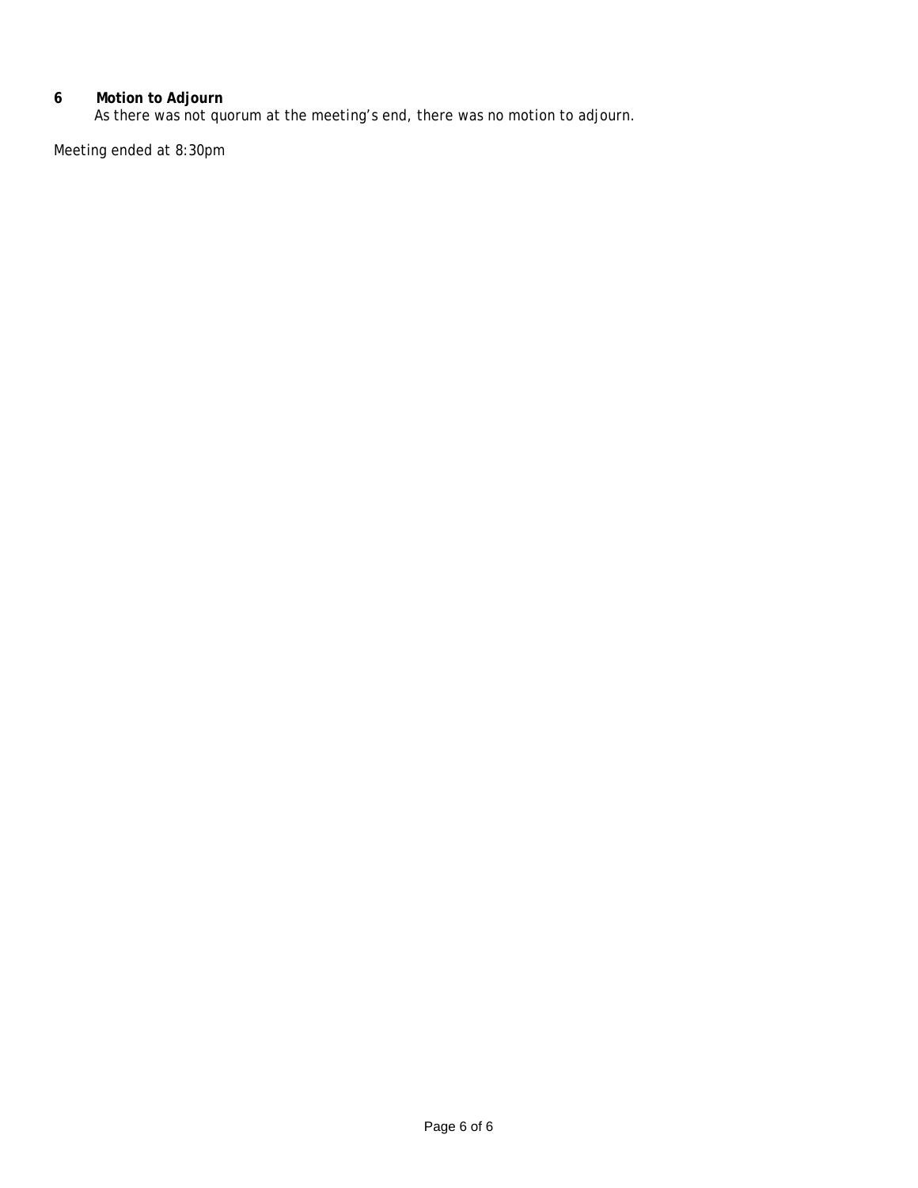**6 Motion to Adjourn**

As there was not quorum at the meeting's end, there was no motion to adjourn.

Meeting ended at 8:30pm